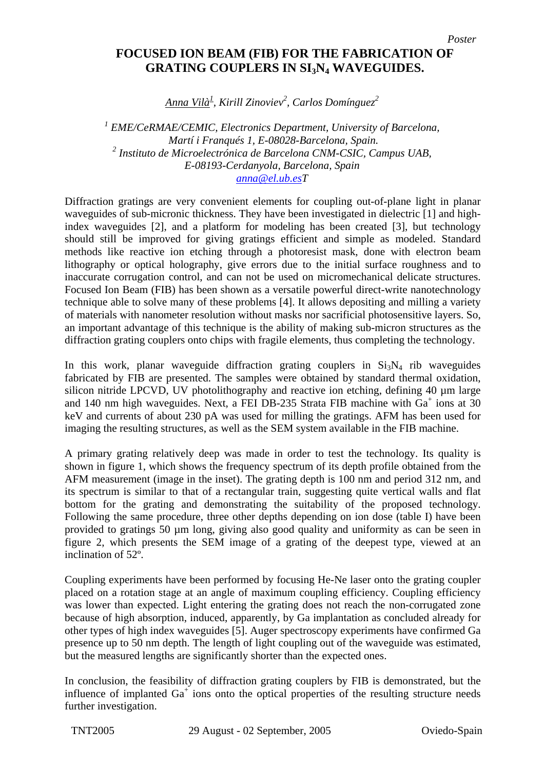Poster

# FOCUSED ION BEAM (FIB) FOR THE FABRICATION OF GRATING COUPLERS IN $SI_3N_4$ WAVEGUIDES.

*Anna Vilà[1], Kirill Zinoviev[2], Carlos Domínguez[2]*

*[1] EME/CeRMAE/CEMIC, Electronics Department, University of Barcelona, Martí i Franqués 1, E-08028-Barcelona, Spain.*
*[2] Instituto de Microelectrónica de Barcelona CNM-CSIC, Campus UAB, E-08193-Cerdanyola, Barcelona, Spain*
*anna@el.ub.esT*

Diffraction gratings are very convenient elements for coupling out-of-plane light in planar waveguides of sub-micronic thickness. They have been investigated in dielectric [1] and high-index waveguides [2], and a platform for modeling has been created [3], but technology should still be improved for giving gratings efficient and simple as modeled. Standard methods like reactive ion etching through a photoresist mask, done with electron beam lithography or optical holography, give errors due to the initial surface roughness and to inaccurate corrugation control, and can not be used on micromechanical delicate structures. Focused Ion Beam (FIB) has been shown as a versatile powerful direct-write nanotechnology technique able to solve many of these problems [4]. It allows depositing and milling a variety of materials with nanometer resolution without masks nor sacrificial photosensitive layers. So, an important advantage of this technique is the ability of making sub-micron structures as the diffraction grating couplers onto chips with fragile elements, thus completing the technology.

In this work, planar waveguide diffraction grating couplers in $Si_3N_4$ rib waveguides fabricated by FIB are presented. The samples were obtained by standard thermal oxidation, silicon nitride LPCVD, UV photolithography and reactive ion etching, defining 40 µm large and 140 nm high waveguides. Next, a FEI DB-235 Strata FIB machine with $Ga^+$ ions at 30 keV and currents of about 230 pA was used for milling the gratings. AFM has been used for imaging the resulting structures, as well as the SEM system available in the FIB machine.

A primary grating relatively deep was made in order to test the technology. Its quality is shown in figure 1, which shows the frequency spectrum of its depth profile obtained from the AFM measurement (image in the inset). The grating depth is 100 nm and period 312 nm, and its spectrum is similar to that of a rectangular train, suggesting quite vertical walls and flat bottom for the grating and demonstrating the suitability of the proposed technology. Following the same procedure, three other depths depending on ion dose (table I) have been provided to gratings 50 µm long, giving also good quality and uniformity as can be seen in figure 2, which presents the SEM image of a grating of the deepest type, viewed at an inclination of 52º.

Coupling experiments have been performed by focusing He-Ne laser onto the grating coupler placed on a rotation stage at an angle of maximum coupling efficiency. Coupling efficiency was lower than expected. Light entering the grating does not reach the non-corrugated zone because of high absorption, induced, apparently, by Ga implantation as concluded already for other types of high index waveguides [5]. Auger spectroscopy experiments have confirmed Ga presence up to 50 nm depth. The length of light coupling out of the waveguide was estimated, but the measured lengths are significantly shorter than the expected ones.

In conclusion, the feasibility of diffraction grating couplers by FIB is demonstrated, but the influence of implanted $Ga^+$ ions onto the optical properties of the resulting structure needs further investigation.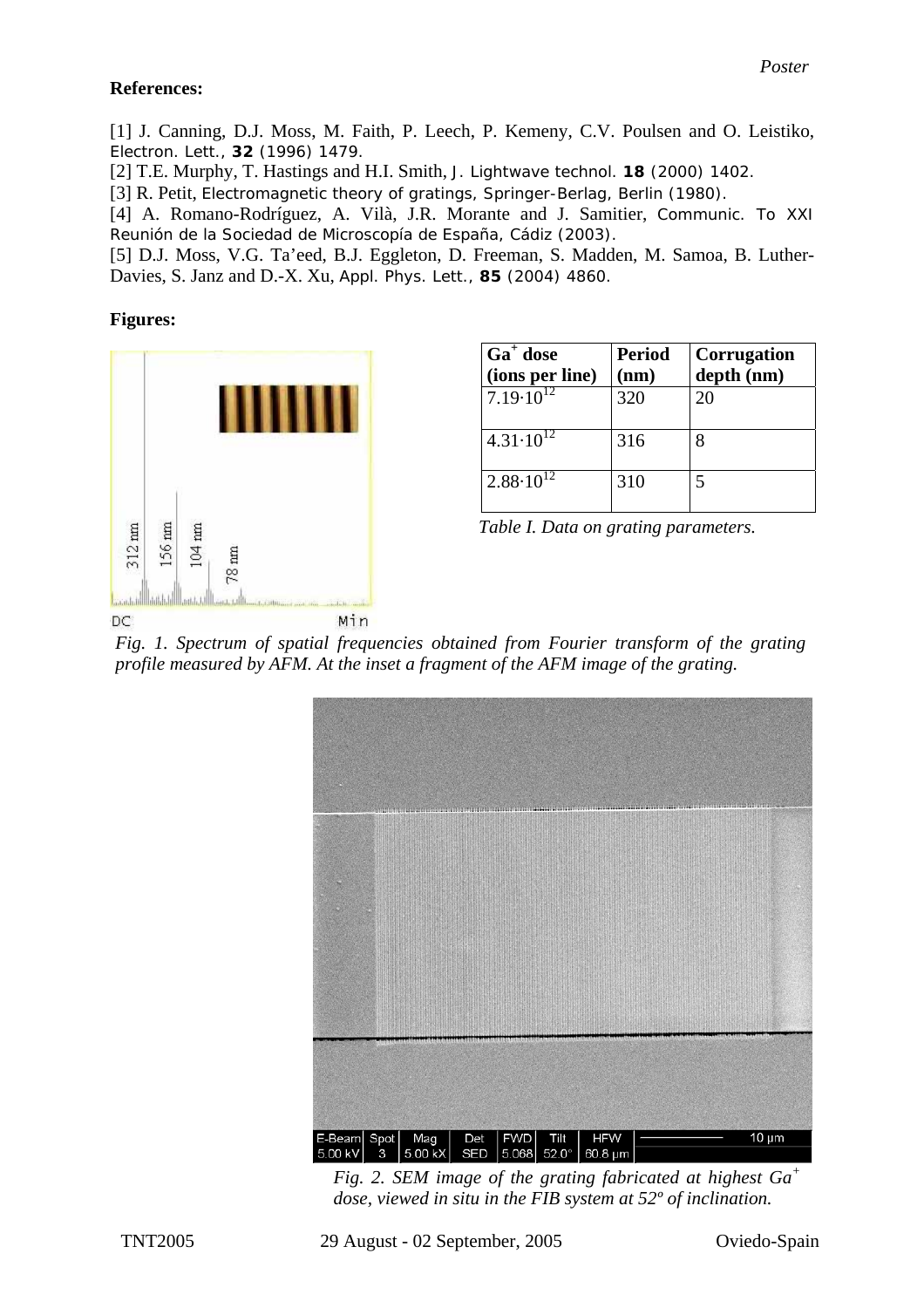**References:**

[1] J. Canning, D.J. Moss, M. Faith, P. Leech, P. Kemeny, C.V. Poulsen and O. Leistiko, Electron. Lett., **32** (1996) 1479.

[2] T.E. Murphy, T. Hastings and H.I. Smith, J. Lightwave technol. **18** (2000) 1402.

[3] R. Petit, Electromagnetic theory of gratings, Springer-Berlag, Berlin (1980).

[4] A. Romano-Rodríguez, A. Vilà, J.R. Morante and J. Samitier, Communic. To XXI Reunión de la Sociedad de Microscopía de España, Cádiz (2003).

[5] D.J. Moss, V.G. Ta'eed, B.J. Eggleton, D. Freeman, S. Madden, M. Samoa, B. Luther-Davies, S. Janz and D.-X. Xu, Appl. Phys. Lett., **85** (2004) 4860.

**Figures:**

312 nm
156 nm
104 nm
78 nm
DC
Min

*Fig. 1. Spectrum of spatial frequencies obtained from Fourier transform of the grating profile measured by AFM. At the inset a fragment of the AFM image of the grating.*

| $Ga^+$ dose (ions per line) | Period (nm) | Corrugation depth (nm) |
|---|---|---|
| $7.19 \cdot 10^{12}$ | 320 | 20 |
| $4.31 \cdot 10^{12}$ | 316 | 8 |
| $2.88 \cdot 10^{12}$ | 310 | 5 |

*Table I. Data on grating parameters.*

E-Beam 5.00 kV | Spot 3 | Mag 5.00 kX | Det SED | FWD 5.068 | Tilt 52.0° | HFW 60.8 µm | 10 µm

*Fig. 2. SEM image of the grating fabricated at highest $Ga^+$ dose, viewed in situ in the FIB system at 52º of inclination.*